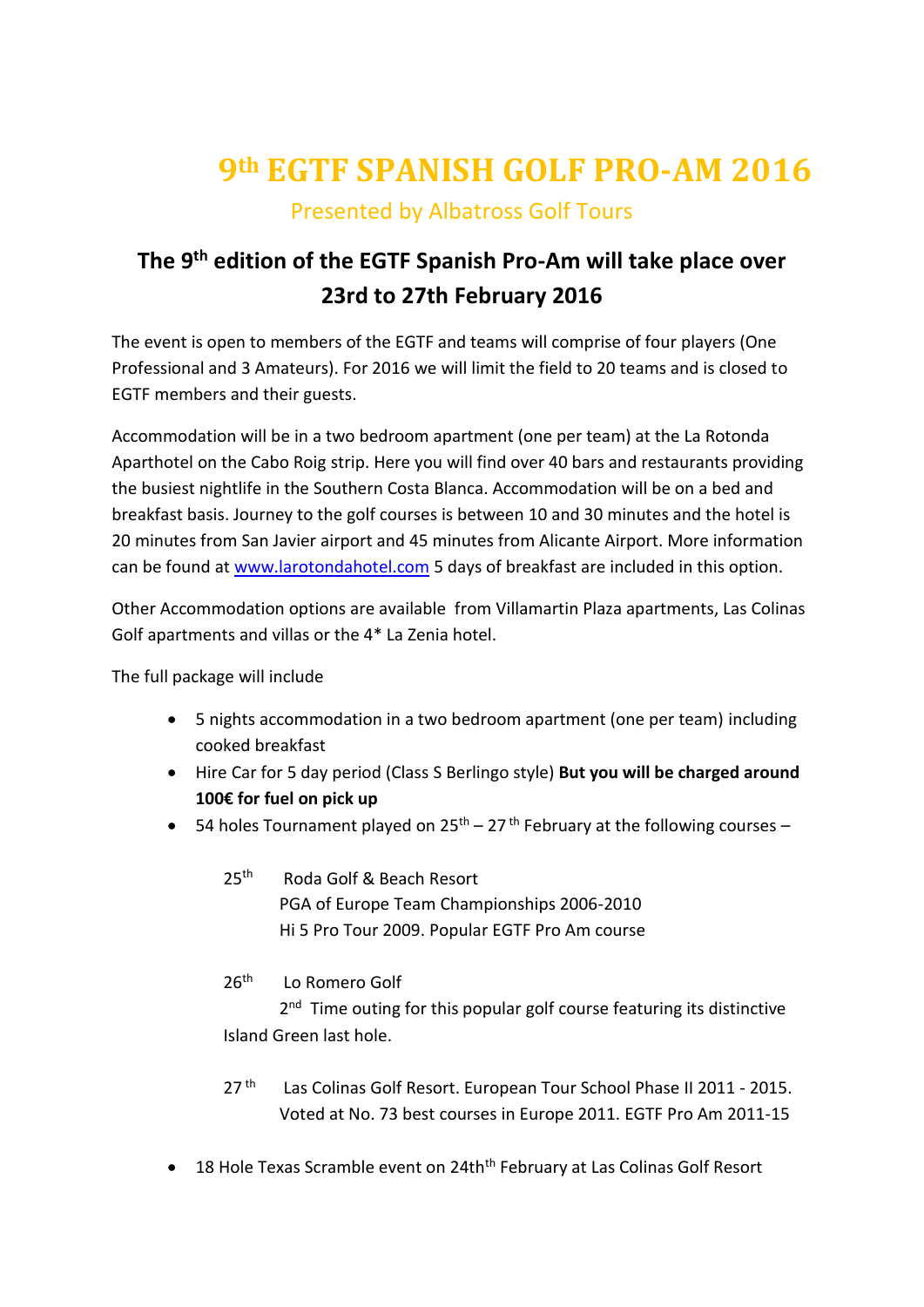# 9th EGTF SPANISH GOLF PRO-AM 2016

Presented by Albatross Golf Tours

## The 9th edition of the EGTF Spanish Pro-Am will take place over 23rd to 27th February 2016

The event is open to members of the EGTF and teams will comprise of four players (One Professional and 3 Amateurs). For 2016 we will limit the field to 20 teams and is closed to EGTF members and their guests.

Accommodation will be in a two bedroom apartment (one per team) at the La Rotonda Aparthotel on the Cabo Roig strip. Here you will find over 40 bars and restaurants providing the busiest nightlife in the Southern Costa Blanca. Accommodation will be on a bed and breakfast basis. Journey to the golf courses is between 10 and 30 minutes and the hotel is 20 minutes from San Javier airport and 45 minutes from Alicante Airport. More information can be found at www.larotondahotel.com 5 days of breakfast are included in this option.

Other Accommodation options are available from Villamartin Plaza apartments, Las Colinas Golf apartments and villas or the 4* La Zenia hotel.

The full package will include

- 5 nights accommodation in a two bedroom apartment (one per team) including cooked breakfast
- Hire Car for 5 day period (Class S Berlingo style) **But you will be charged around 100€ for fuel on pick up**
- 54 holes Tournament played on 25th – 27th February at the following courses –

  25th Roda Golf & Beach Resort
  PGA of Europe Team Championships 2006-2010
  Hi 5 Pro Tour 2009. Popular EGTF Pro Am course

  26th Lo Romero Golf
  2nd Time outing for this popular golf course featuring its distinctive Island Green last hole.

  27th Las Colinas Golf Resort. European Tour School Phase II 2011 - 2015.
  Voted at No. 73 best courses in Europe 2011. EGTF Pro Am 2011-15

- 18 Hole Texas Scramble event on 24thth February at Las Colinas Golf Resort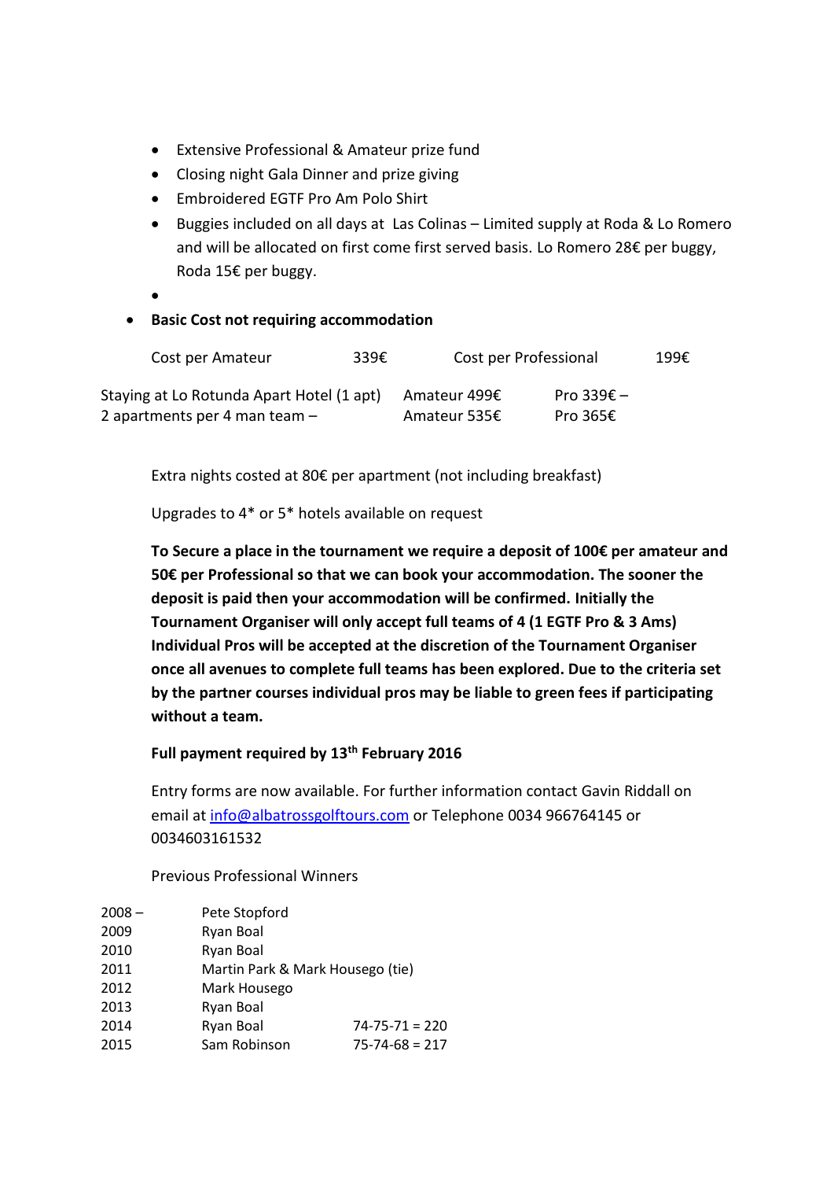- Extensive Professional & Amateur prize fund
- Closing night Gala Dinner and prize giving
- Embroidered EGTF Pro Am Polo Shirt
- Buggies included on all days at Las Colinas – Limited supply at Roda & Lo Romero and will be allocated on first come first served basis. Lo Romero 28€ per buggy, Roda 15€ per buggy.
- 

- **Basic Cost not requiring accommodation**

| | | | |
|---|---|---|---|
| Cost per Amateur | 339€ | Cost per Professional | 199€ |

| | | |
|---|---|---|
| Staying at Lo Rotunda Apart Hotel (1 apt) | Amateur 499€ | Pro 339€ – |
| 2 apartments per 4 man team – | Amateur 535€ | Pro 365€ |

Extra nights costed at 80€ per apartment (not including breakfast)

Upgrades to 4* or 5* hotels available on request

**To Secure a place in the tournament we require a deposit of 100€ per amateur and 50€ per Professional so that we can book your accommodation. The sooner the deposit is paid then your accommodation will be confirmed. Initially the Tournament Organiser will only accept full teams of 4 (1 EGTF Pro & 3 Ams) Individual Pros will be accepted at the discretion of the Tournament Organiser once all avenues to complete full teams has been explored. Due to the criteria set by the partner courses individual pros may be liable to green fees if participating without a team.**

**Full payment required by 13th February 2016**

Entry forms are now available. For further information contact Gavin Riddall on email at info@albatrossgolftours.com or Telephone 0034 966764145 or 0034603161532

Previous Professional Winners

| | | |
|---|---|---|
| 2008 – | Pete Stopford | |
| 2009 | Ryan Boal | |
| 2010 | Ryan Boal | |
| 2011 | Martin Park & Mark Housego (tie) | |
| 2012 | Mark Housego | |
| 2013 | Ryan Boal | |
| 2014 | Ryan Boal | 74-75-71 = 220 |
| 2015 | Sam Robinson | 75-74-68 = 217 |